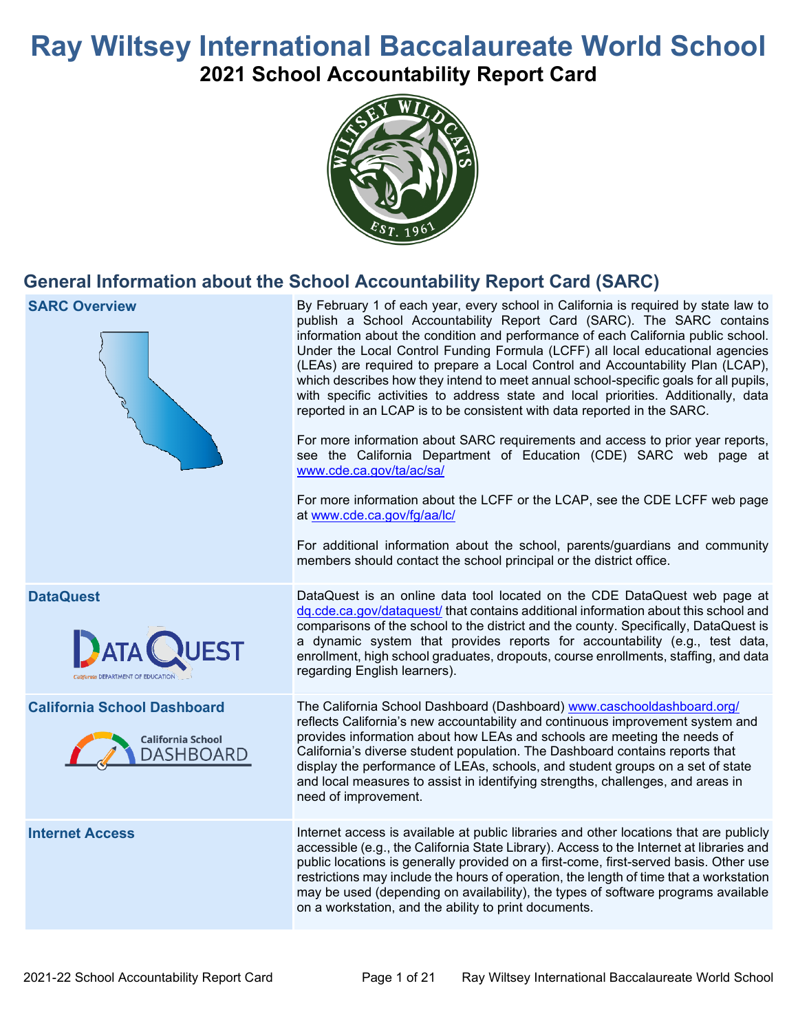# Ray Wiltsey International Baccalaureate World School

## 2021 School Accountability Report Card

## General Information about the School Accountability Report Card (SARC)

| | |
|---|---|
| **SARC Overview** | By February 1 of each year, every school in California is required by state law to publish a School Accountability Report Card (SARC). The SARC contains information about the condition and performance of each California public school. Under the Local Control Funding Formula (LCFF) all local educational agencies (LEAs) are required to prepare a Local Control and Accountability Plan (LCAP), which describes how they intend to meet annual school-specific goals for all pupils, with specific activities to address state and local priorities. Additionally, data reported in an LCAP is to be consistent with data reported in the SARC.<br><br>For more information about SARC requirements and access to prior year reports, see the California Department of Education (CDE) SARC web page at www.cde.ca.gov/ta/ac/sa/<br><br>For more information about the LCFF or the LCAP, see the CDE LCFF web page at www.cde.ca.gov/fg/aa/lc/<br><br>For additional information about the school, parents/guardians and community members should contact the school principal or the district office. |
| **DataQuest** | DataQuest is an online data tool located on the CDE DataQuest web page at dq.cde.ca.gov/dataquest/ that contains additional information about this school and comparisons of the school to the district and the county. Specifically, DataQuest is a dynamic system that provides reports for accountability (e.g., test data, enrollment, high school graduates, dropouts, course enrollments, staffing, and data regarding English learners). |
| **California School Dashboard** | The California School Dashboard (Dashboard) www.caschooldashboard.org/ reflects California's new accountability and continuous improvement system and provides information about how LEAs and schools are meeting the needs of California's diverse student population. The Dashboard contains reports that display the performance of LEAs, schools, and student groups on a set of state and local measures to assist in identifying strengths, challenges, and areas in need of improvement. |
| **Internet Access** | Internet access is available at public libraries and other locations that are publicly accessible (e.g., the California State Library). Access to the Internet at libraries and public locations is generally provided on a first-come, first-served basis. Other use restrictions may include the hours of operation, the length of time that a workstation may be used (depending on availability), the types of software programs available on a workstation, and the ability to print documents. |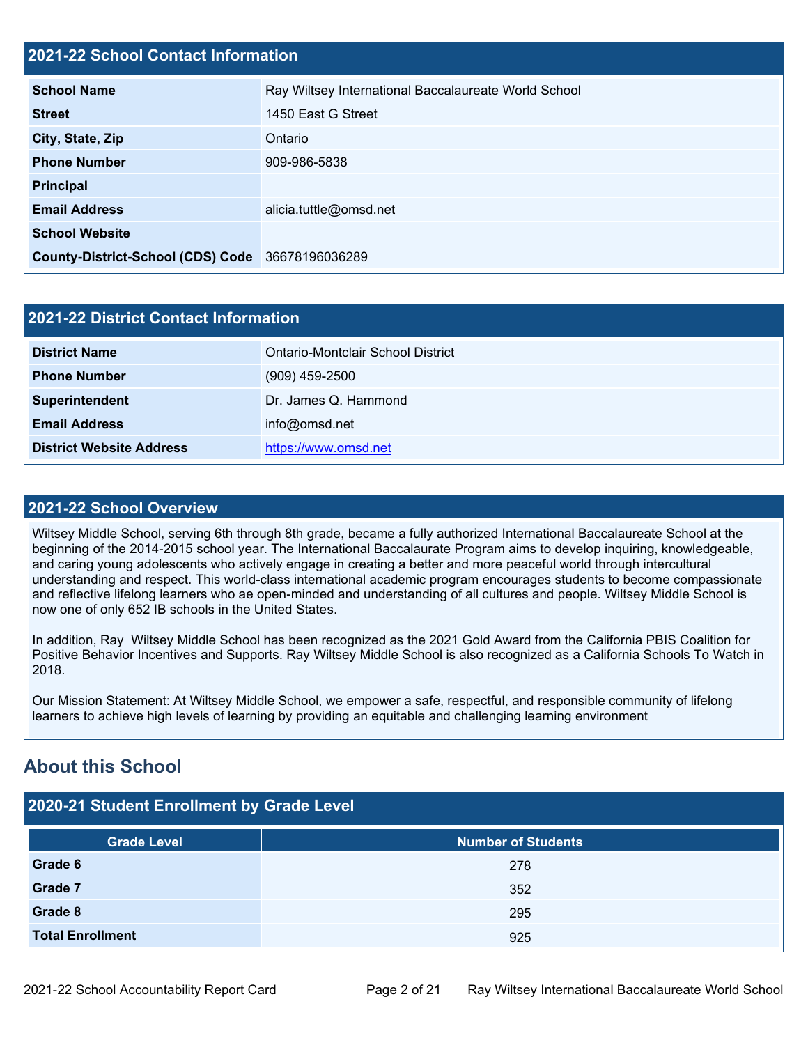## 2021-22 School Contact Information

| 2021-22 School Contact Information | |
| --- | --- |
| **School Name** | Ray Wiltsey International Baccalaureate World School |
| **Street** | 1450 East G Street |
| **City, State, Zip** | Ontario |
| **Phone Number** | 909-986-5838 |
| **Principal** | |
| **Email Address** | alicia.tuttle@omsd.net |
| **School Website** | |
| **County-District-School (CDS) Code** | 36678196036289 |

## 2021-22 District Contact Information

| 2021-22 District Contact Information | |
| --- | --- |
| **District Name** | Ontario-Montclair School District |
| **Phone Number** | (909) 459-2500 |
| **Superintendent** | Dr. James Q. Hammond |
| **Email Address** | info@omsd.net |
| **District Website Address** | https://www.omsd.net |

## 2021-22 School Overview

Wiltsey Middle School, serving 6th through 8th grade, became a fully authorized International Baccalaureate School at the beginning of the 2014-2015 school year. The International Baccalaurate Program aims to develop inquiring, knowledgeable, and caring young adolescents who actively engage in creating a better and more peaceful world through intercultural understanding and respect. This world-class international academic program encourages students to become compassionate and reflective lifelong learners who ae open-minded and understanding of all cultures and people. Wiltsey Middle School is now one of only 652 IB schools in the United States.

In addition, Ray Wiltsey Middle School has been recognized as the 2021 Gold Award from the California PBIS Coalition for Positive Behavior Incentives and Supports. Ray Wiltsey Middle School is also recognized as a California Schools To Watch in 2018.

Our Mission Statement: At Wiltsey Middle School, we empower a safe, respectful, and responsible community of lifelong learners to achieve high levels of learning by providing an equitable and challenging learning environment

# About this School

## 2020-21 Student Enrollment by Grade Level

| Grade Level | Number of Students |
| --- | --- |
| **Grade 6** | 278 |
| **Grade 7** | 352 |
| **Grade 8** | 295 |
| **Total Enrollment** | 925 |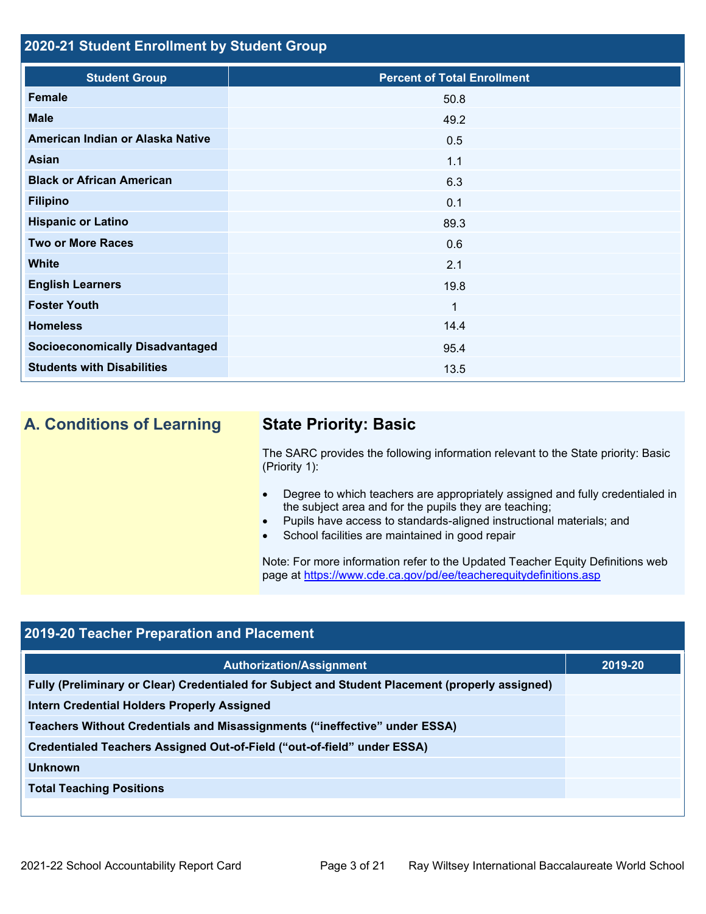## 2020-21 Student Enrollment by Student Group

| Student Group | Percent of Total Enrollment |
|---|---|
| Female | 50.8 |
| Male | 49.2 |
| American Indian or Alaska Native | 0.5 |
| Asian | 1.1 |
| Black or African American | 6.3 |
| Filipino | 0.1 |
| Hispanic or Latino | 89.3 |
| Two or More Races | 0.6 |
| White | 2.1 |
| English Learners | 19.8 |
| Foster Youth | 1 |
| Homeless | 14.4 |
| Socioeconomically Disadvantaged | 95.4 |
| Students with Disabilities | 13.5 |

## A. Conditions of Learning

### State Priority: Basic

The SARC provides the following information relevant to the State priority: Basic (Priority 1):

- Degree to which teachers are appropriately assigned and fully credentialed in the subject area and for the pupils they are teaching;
- Pupils have access to standards-aligned instructional materials; and
- School facilities are maintained in good repair

Note: For more information refer to the Updated Teacher Equity Definitions web page at https://www.cde.ca.gov/pd/ee/teacherequitydefinitions.asp

## 2019-20 Teacher Preparation and Placement

| Authorization/Assignment | 2019-20 |
|---|---|
| Fully (Preliminary or Clear) Credentialed for Subject and Student Placement (properly assigned) | |
| Intern Credential Holders Properly Assigned | |
| Teachers Without Credentials and Misassignments ("ineffective" under ESSA) | |
| Credentialed Teachers Assigned Out-of-Field ("out-of-field" under ESSA) | |
| Unknown | |
| Total Teaching Positions | |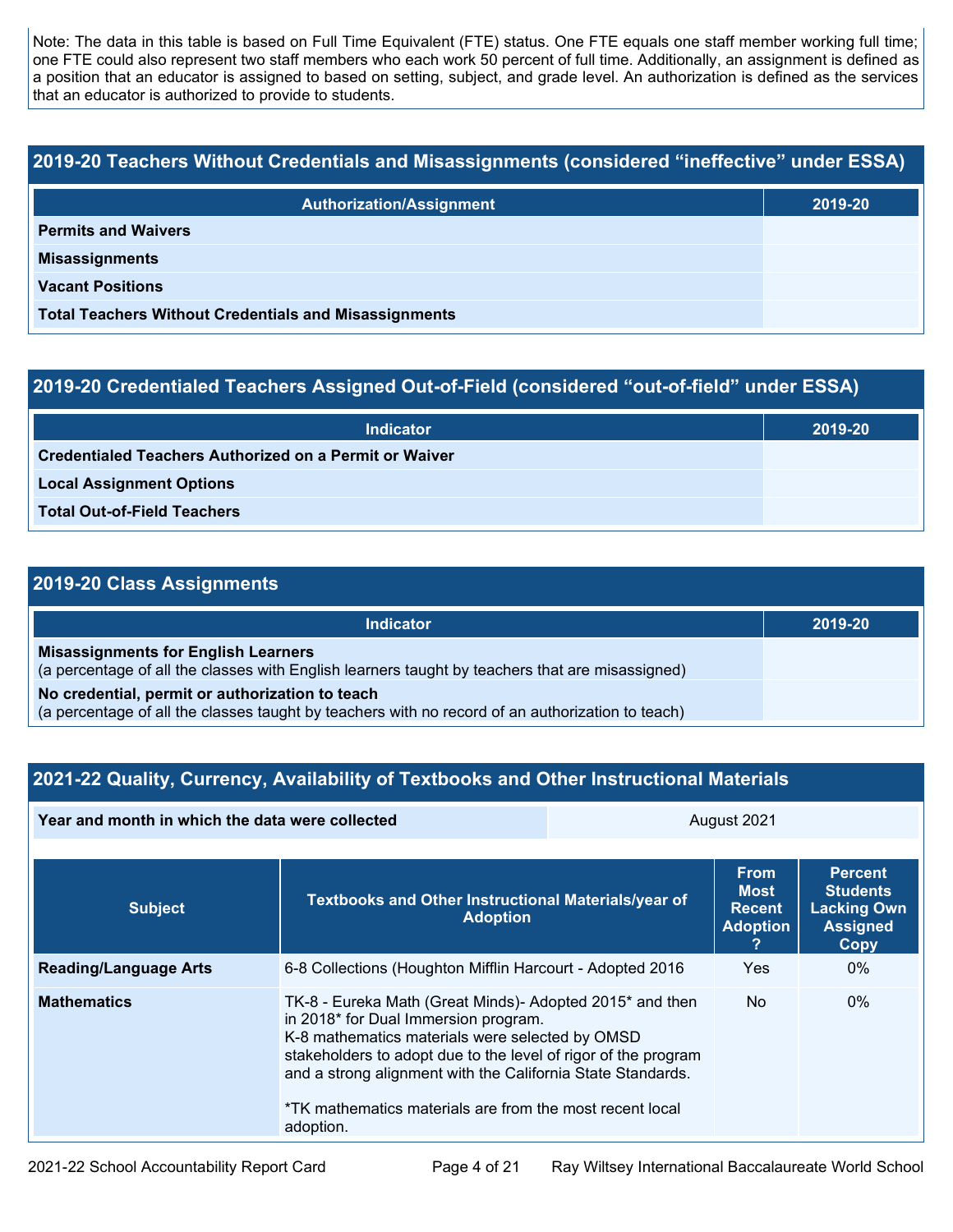Note: The data in this table is based on Full Time Equivalent (FTE) status. One FTE equals one staff member working full time; one FTE could also represent two staff members who each work 50 percent of full time. Additionally, an assignment is defined as a position that an educator is assigned to based on setting, subject, and grade level. An authorization is defined as the services that an educator is authorized to provide to students.

## 2019-20 Teachers Without Credentials and Misassignments (considered “ineffective” under ESSA)

| Authorization/Assignment | 2019-20 |
|---|---|
| **Permits and Waivers** | |
| **Misassignments** | |
| **Vacant Positions** | |
| **Total Teachers Without Credentials and Misassignments** | |

## 2019-20 Credentialed Teachers Assigned Out-of-Field (considered “out-of-field” under ESSA)

| Indicator | 2019-20 |
|---|---|
| **Credentialed Teachers Authorized on a Permit or Waiver** | |
| **Local Assignment Options** | |
| **Total Out-of-Field Teachers** | |

## 2019-20 Class Assignments

| Indicator | 2019-20 |
|---|---|
| **Misassignments for English Learners** (a percentage of all the classes with English learners taught by teachers that are misassigned) | |
| **No credential, permit or authorization to teach** (a percentage of all the classes taught by teachers with no record of an authorization to teach) | |

## 2021-22 Quality, Currency, Availability of Textbooks and Other Instructional Materials

| **Year and month in which the data were collected** | August 2021 |
|---|---|

| Subject | Textbooks and Other Instructional Materials/year of Adoption | From Most Recent Adoption ? | Percent Students Lacking Own Assigned Copy |
|---|---|---|---|
| **Reading/Language Arts** | 6-8 Collections (Houghton Mifflin Harcourt - Adopted 2016 | Yes | 0% |
| **Mathematics** | TK-8 - Eureka Math (Great Minds)- Adopted 2015* and then in 2018* for Dual Immersion program. K-8 mathematics materials were selected by OMSD stakeholders to adopt due to the level of rigor of the program and a strong alignment with the California State Standards. *TK mathematics materials are from the most recent local adoption. | No | 0% |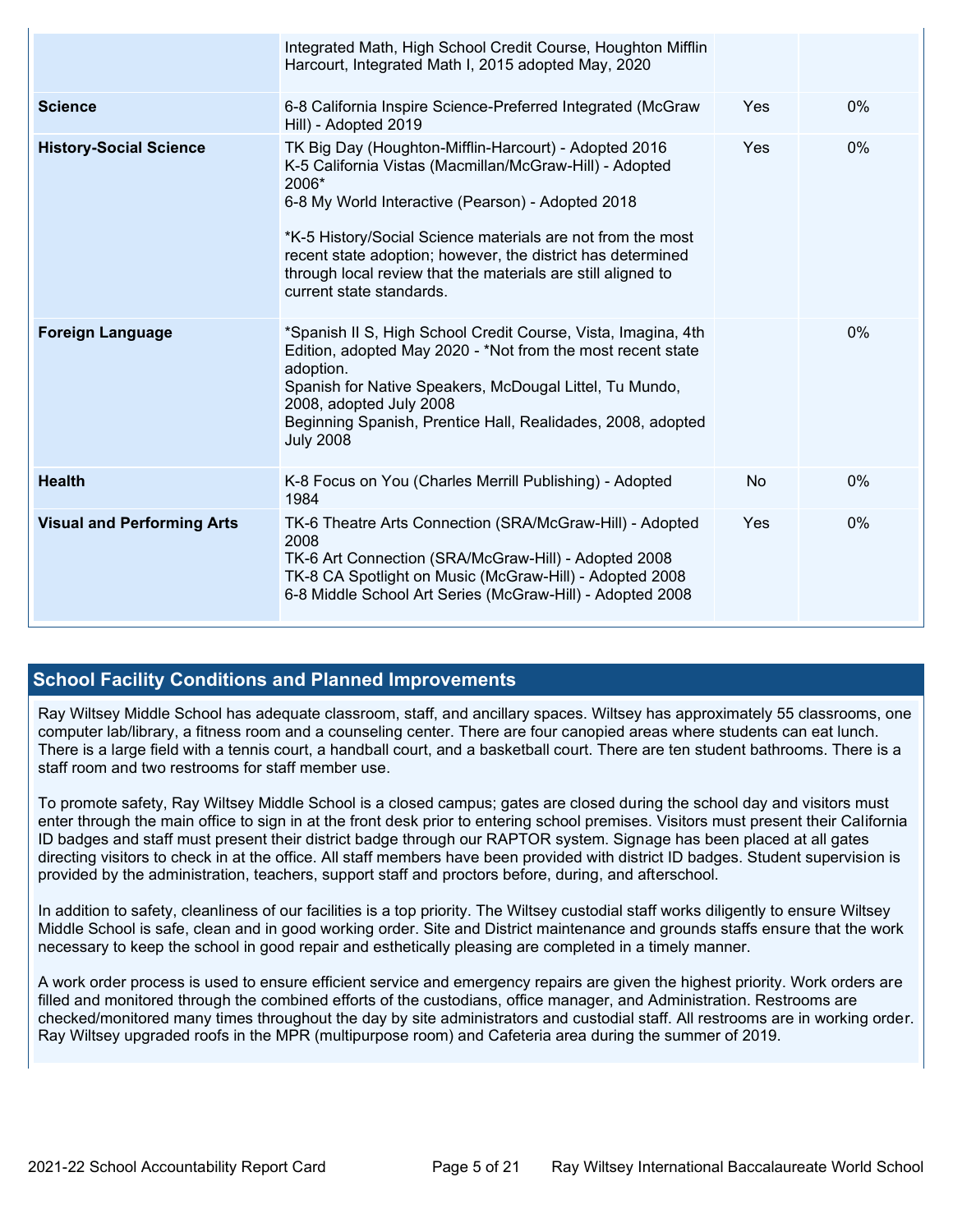| | | | |
|---|---|---|---|
| | Integrated Math, High School Credit Course, Houghton Mifflin Harcourt, Integrated Math I, 2015 adopted May, 2020 | | |
| **Science** | 6-8 California Inspire Science-Preferred Integrated (McGraw Hill) - Adopted 2019 | Yes | 0% |
| **History-Social Science** | TK Big Day (Houghton-Mifflin-Harcourt) - Adopted 2016<br>K-5 California Vistas (Macmillan/McGraw-Hill) - Adopted 2006*<br>6-8 My World Interactive (Pearson) - Adopted 2018<br><br>*K-5 History/Social Science materials are not from the most recent state adoption; however, the district has determined through local review that the materials are still aligned to current state standards. | Yes | 0% |
| **Foreign Language** | *Spanish II S, High School Credit Course, Vista, Imagina, 4th Edition, adopted May 2020 - *Not from the most recent state adoption.<br>Spanish for Native Speakers, McDougal Littel, Tu Mundo, 2008, adopted July 2008<br>Beginning Spanish, Prentice Hall, Realidades, 2008, adopted July 2008 | | 0% |
| **Health** | K-8 Focus on You (Charles Merrill Publishing) - Adopted 1984 | No | 0% |
| **Visual and Performing Arts** | TK-6 Theatre Arts Connection (SRA/McGraw-Hill) - Adopted 2008<br>TK-6 Art Connection (SRA/McGraw-Hill) - Adopted 2008<br>TK-8 CA Spotlight on Music (McGraw-Hill) - Adopted 2008<br>6-8 Middle School Art Series (McGraw-Hill) - Adopted 2008 | Yes | 0% |

## School Facility Conditions and Planned Improvements

Ray Wiltsey Middle School has adequate classroom, staff, and ancillary spaces. Wiltsey has approximately 55 classrooms, one computer lab/library, a fitness room and a counseling center. There are four canopied areas where students can eat lunch. There is a large field with a tennis court, a handball court, and a basketball court. There are ten student bathrooms. There is a staff room and two restrooms for staff member use.

To promote safety, Ray Wiltsey Middle School is a closed campus; gates are closed during the school day and visitors must enter through the main office to sign in at the front desk prior to entering school premises. Visitors must present their California ID badges and staff must present their district badge through our RAPTOR system. Signage has been placed at all gates directing visitors to check in at the office. All staff members have been provided with district ID badges. Student supervision is provided by the administration, teachers, support staff and proctors before, during, and afterschool.

In addition to safety, cleanliness of our facilities is a top priority. The Wiltsey custodial staff works diligently to ensure Wiltsey Middle School is safe, clean and in good working order. Site and District maintenance and grounds staffs ensure that the work necessary to keep the school in good repair and esthetically pleasing are completed in a timely manner.

A work order process is used to ensure efficient service and emergency repairs are given the highest priority. Work orders are filled and monitored through the combined efforts of the custodians, office manager, and Administration. Restrooms are checked/monitored many times throughout the day by site administrators and custodial staff. All restrooms are in working order. Ray Wiltsey upgraded roofs in the MPR (multipurpose room) and Cafeteria area during the summer of 2019.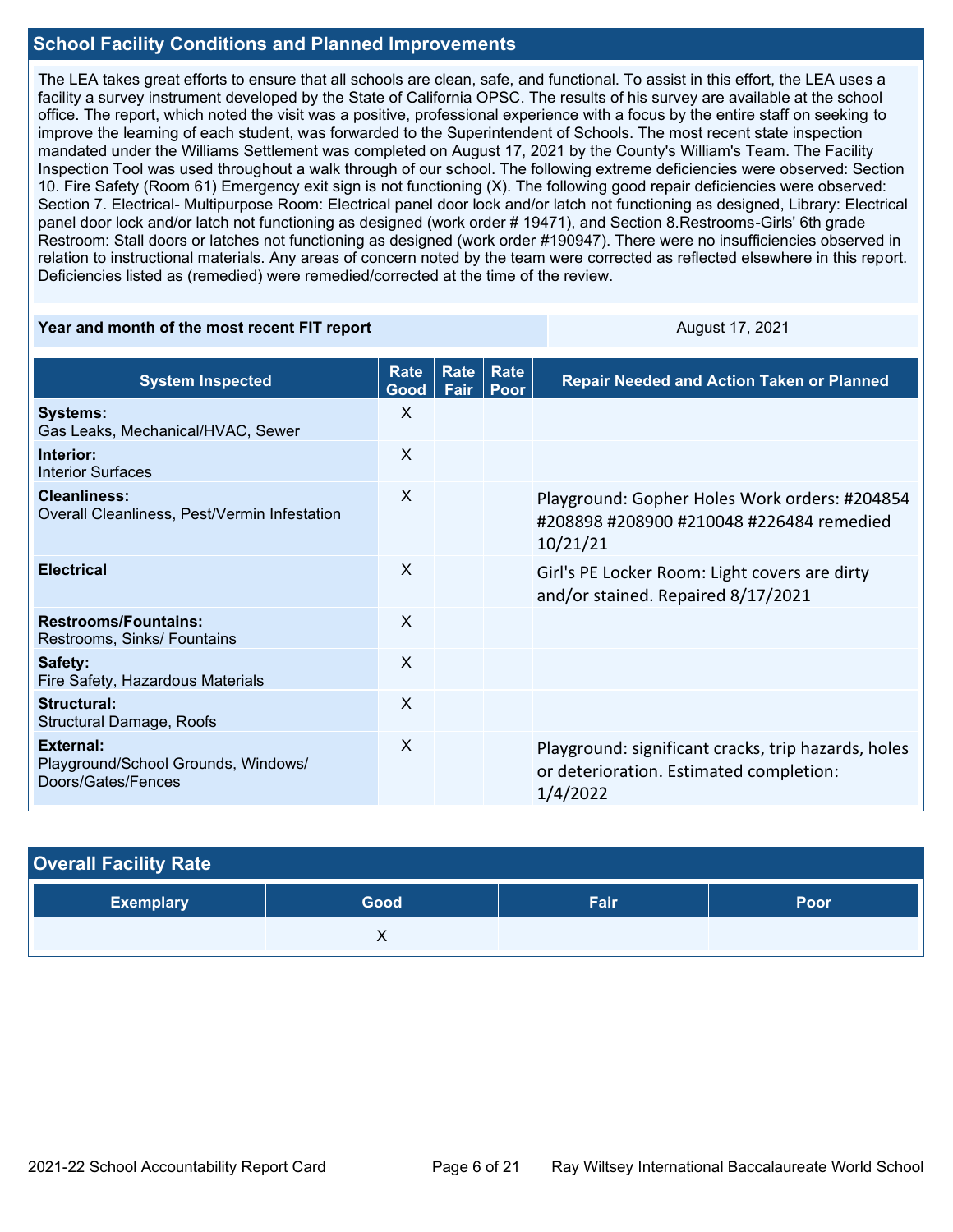## School Facility Conditions and Planned Improvements

The LEA takes great efforts to ensure that all schools are clean, safe, and functional. To assist in this effort, the LEA uses a facility a survey instrument developed by the State of California OPSC. The results of his survey are available at the school office. The report, which noted the visit was a positive, professional experience with a focus by the entire staff on seeking to improve the learning of each student, was forwarded to the Superintendent of Schools. The most recent state inspection mandated under the Williams Settlement was completed on August 17, 2021 by the County's William's Team. The Facility Inspection Tool was used throughout a walk through of our school. The following extreme deficiencies were observed: Section 10. Fire Safety (Room 61) Emergency exit sign is not functioning (X). The following good repair deficiencies were observed: Section 7. Electrical- Multipurpose Room: Electrical panel door lock and/or latch not functioning as designed, Library: Electrical panel door lock and/or latch not functioning as designed (work order # 19471), and Section 8.Restrooms-Girls' 6th grade Restroom: Stall doors or latches not functioning as designed (work order #190947). There were no insufficiencies observed in relation to instructional materials. Any areas of concern noted by the team were corrected as reflected elsewhere in this report. Deficiencies listed as (remedied) were remedied/corrected at the time of the review.

| Year and month of the most recent FIT report | August 17, 2021 |
|---|---|

| System Inspected | Rate Good | Rate Fair | Rate Poor | Repair Needed and Action Taken or Planned |
|---|---|---|---|---|
| **Systems:** Gas Leaks, Mechanical/HVAC, Sewer | X | | | |
| **Interior:** Interior Surfaces | X | | | |
| **Cleanliness:** Overall Cleanliness, Pest/Vermin Infestation | X | | | Playground: Gopher Holes Work orders: #204854 #208898 #208900 #210048 #226484 remedied 10/21/21 |
| **Electrical** | X | | | Girl's PE Locker Room: Light covers are dirty and/or stained. Repaired 8/17/2021 |
| **Restrooms/Fountains:** Restrooms, Sinks/ Fountains | X | | | |
| **Safety:** Fire Safety, Hazardous Materials | X | | | |
| **Structural:** Structural Damage, Roofs | X | | | |
| **External:** Playground/School Grounds, Windows/ Doors/Gates/Fences | X | | | Playground: significant cracks, trip hazards, holes or deterioration. Estimated completion: 1/4/2022 |

## Overall Facility Rate

| Exemplary | Good | Fair | Poor |
|---|---|---|---|
| | X | | |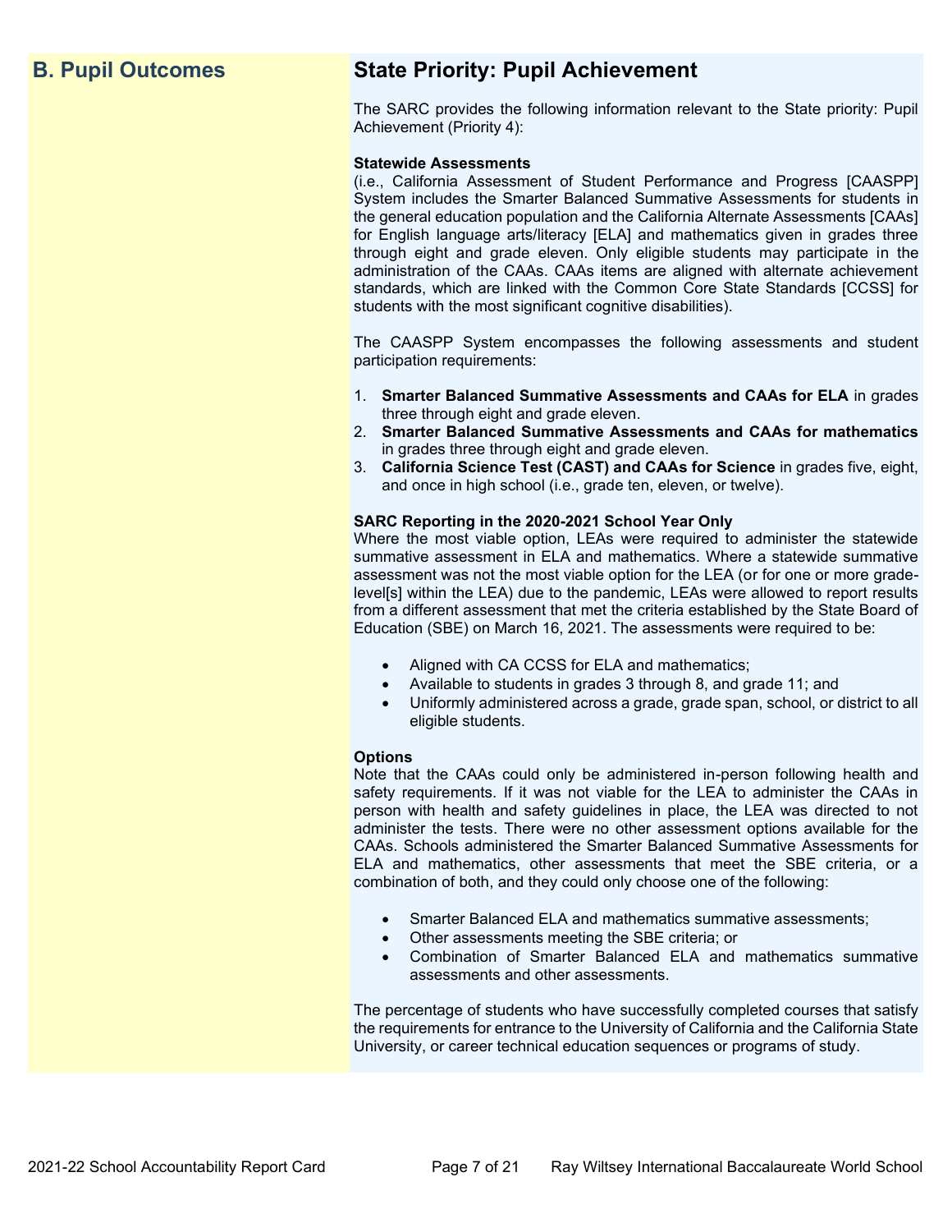## B. Pupil Outcomes

## State Priority: Pupil Achievement

The SARC provides the following information relevant to the State priority: Pupil Achievement (Priority 4):

**Statewide Assessments**
(i.e., California Assessment of Student Performance and Progress [CAASPP] System includes the Smarter Balanced Summative Assessments for students in the general education population and the California Alternate Assessments [CAAs] for English language arts/literacy [ELA] and mathematics given in grades three through eight and grade eleven. Only eligible students may participate in the administration of the CAAs. CAAs items are aligned with alternate achievement standards, which are linked with the Common Core State Standards [CCSS] for students with the most significant cognitive disabilities).

The CAASPP System encompasses the following assessments and student participation requirements:

1. **Smarter Balanced Summative Assessments and CAAs for ELA** in grades three through eight and grade eleven.
2. **Smarter Balanced Summative Assessments and CAAs for mathematics** in grades three through eight and grade eleven.
3. **California Science Test (CAST) and CAAs for Science** in grades five, eight, and once in high school (i.e., grade ten, eleven, or twelve).

**SARC Reporting in the 2020-2021 School Year Only**
Where the most viable option, LEAs were required to administer the statewide summative assessment in ELA and mathematics. Where a statewide summative assessment was not the most viable option for the LEA (or for one or more grade-level[s] within the LEA) due to the pandemic, LEAs were allowed to report results from a different assessment that met the criteria established by the State Board of Education (SBE) on March 16, 2021. The assessments were required to be:

- Aligned with CA CCSS for ELA and mathematics;
- Available to students in grades 3 through 8, and grade 11; and
- Uniformly administered across a grade, grade span, school, or district to all eligible students.

**Options**
Note that the CAAs could only be administered in-person following health and safety requirements. If it was not viable for the LEA to administer the CAAs in person with health and safety guidelines in place, the LEA was directed to not administer the tests. There were no other assessment options available for the CAAs. Schools administered the Smarter Balanced Summative Assessments for ELA and mathematics, other assessments that meet the SBE criteria, or a combination of both, and they could only choose one of the following:

- Smarter Balanced ELA and mathematics summative assessments;
- Other assessments meeting the SBE criteria; or
- Combination of Smarter Balanced ELA and mathematics summative assessments and other assessments.

The percentage of students who have successfully completed courses that satisfy the requirements for entrance to the University of California and the California State University, or career technical education sequences or programs of study.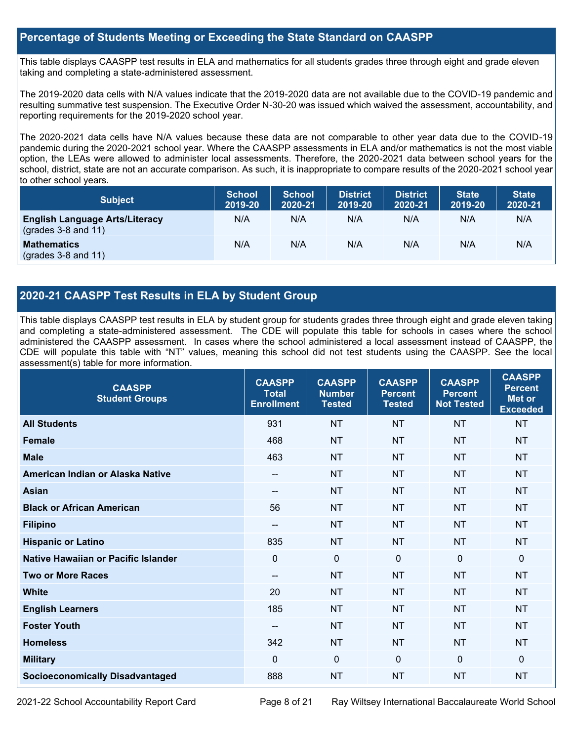## Percentage of Students Meeting or Exceeding the State Standard on CAASPP

This table displays CAASPP test results in ELA and mathematics for all students grades three through eight and grade eleven taking and completing a state-administered assessment.

The 2019-2020 data cells with N/A values indicate that the 2019-2020 data are not available due to the COVID-19 pandemic and resulting summative test suspension. The Executive Order N-30-20 was issued which waived the assessment, accountability, and reporting requirements for the 2019-2020 school year.

The 2020-2021 data cells have N/A values because these data are not comparable to other year data due to the COVID-19 pandemic during the 2020-2021 school year. Where the CAASPP assessments in ELA and/or mathematics is not the most viable option, the LEAs were allowed to administer local assessments. Therefore, the 2020-2021 data between school years for the school, district, state are not an accurate comparison. As such, it is inappropriate to compare results of the 2020-2021 school year to other school years.

| Subject | School 2019-20 | School 2020-21 | District 2019-20 | District 2020-21 | State 2019-20 | State 2020-21 |
|---|---|---|---|---|---|---|
| **English Language Arts/Literacy** (grades 3-8 and 11) | N/A | N/A | N/A | N/A | N/A | N/A |
| **Mathematics** (grades 3-8 and 11) | N/A | N/A | N/A | N/A | N/A | N/A |

## 2020-21 CAASPP Test Results in ELA by Student Group

This table displays CAASPP test results in ELA by student group for students grades three through eight and grade eleven taking and completing a state-administered assessment. The CDE will populate this table for schools in cases where the school administered the CAASPP assessment. In cases where the school administered a local assessment instead of CAASPP, the CDE will populate this table with "NT" values, meaning this school did not test students using the CAASPP. See the local assessment(s) table for more information.

| CAASPP Student Groups | CAASPP Total Enrollment | CAASPP Number Tested | CAASPP Percent Tested | CAASPP Percent Not Tested | CAASPP Percent Met or Exceeded |
|---|---|---|---|---|---|
| **All Students** | 931 | NT | NT | NT | NT |
| **Female** | 468 | NT | NT | NT | NT |
| **Male** | 463 | NT | NT | NT | NT |
| **American Indian or Alaska Native** | -- | NT | NT | NT | NT |
| **Asian** | -- | NT | NT | NT | NT |
| **Black or African American** | 56 | NT | NT | NT | NT |
| **Filipino** | -- | NT | NT | NT | NT |
| **Hispanic or Latino** | 835 | NT | NT | NT | NT |
| **Native Hawaiian or Pacific Islander** | 0 | 0 | 0 | 0 | 0 |
| **Two or More Races** | -- | NT | NT | NT | NT |
| **White** | 20 | NT | NT | NT | NT |
| **English Learners** | 185 | NT | NT | NT | NT |
| **Foster Youth** | -- | NT | NT | NT | NT |
| **Homeless** | 342 | NT | NT | NT | NT |
| **Military** | 0 | 0 | 0 | 0 | 0 |
| **Socioeconomically Disadvantaged** | 888 | NT | NT | NT | NT |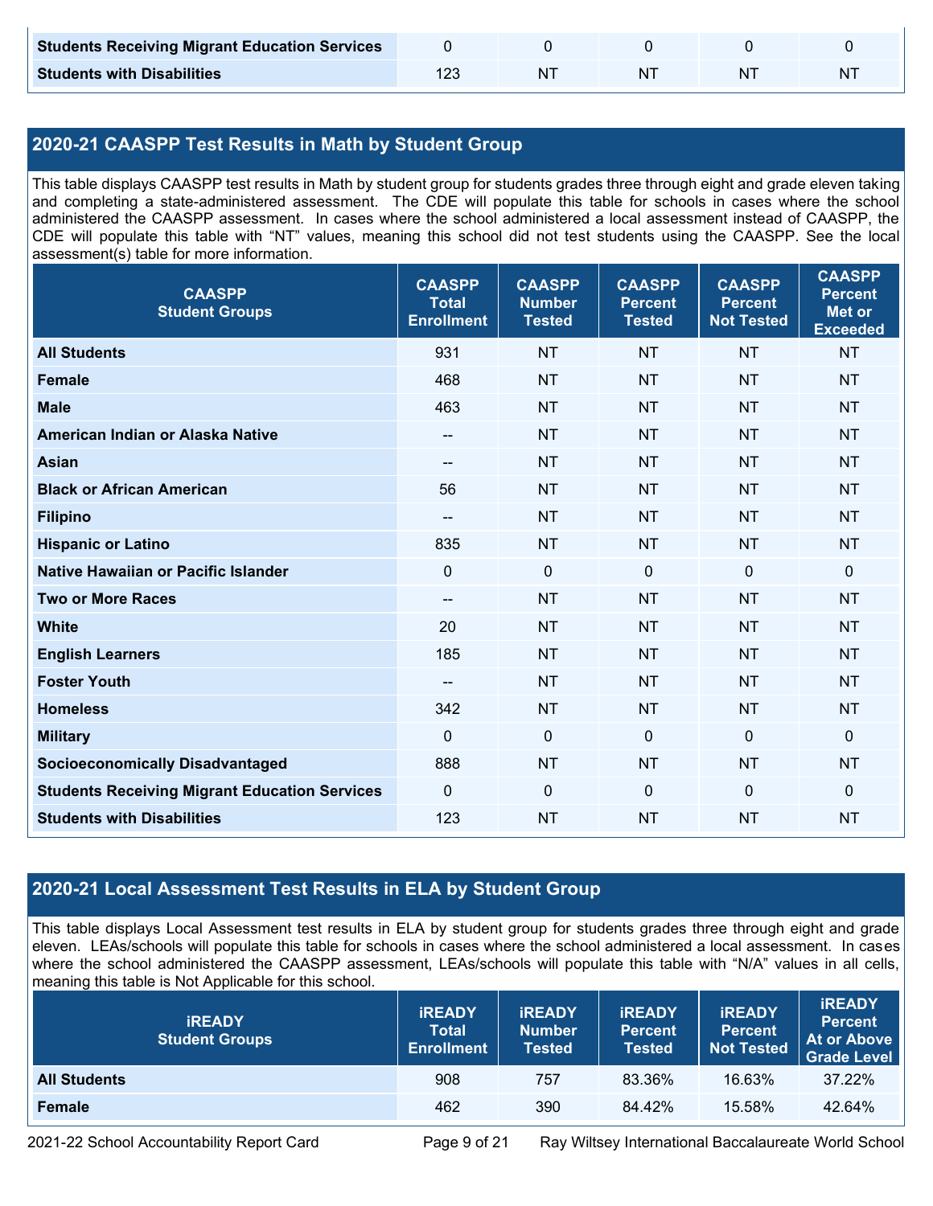| | | | | | |
|---|---|---|---|---|---|
| **Students Receiving Migrant Education Services** | 0 | 0 | 0 | 0 | 0 |
| **Students with Disabilities** | 123 | NT | NT | NT | NT |

## 2020-21 CAASPP Test Results in Math by Student Group

This table displays CAASPP test results in Math by student group for students grades three through eight and grade eleven taking and completing a state-administered assessment. The CDE will populate this table for schools in cases where the school administered the CAASPP assessment. In cases where the school administered a local assessment instead of CAASPP, the CDE will populate this table with "NT" values, meaning this school did not test students using the CAASPP. See the local assessment(s) table for more information.

| CAASPP Student Groups | CAASPP Total Enrollment | CAASPP Number Tested | CAASPP Percent Tested | CAASPP Percent Not Tested | CAASPP Percent Met or Exceeded |
|---|---|---|---|---|---|
| **All Students** | 931 | NT | NT | NT | NT |
| **Female** | 468 | NT | NT | NT | NT |
| **Male** | 463 | NT | NT | NT | NT |
| **American Indian or Alaska Native** | -- | NT | NT | NT | NT |
| **Asian** | -- | NT | NT | NT | NT |
| **Black or African American** | 56 | NT | NT | NT | NT |
| **Filipino** | -- | NT | NT | NT | NT |
| **Hispanic or Latino** | 835 | NT | NT | NT | NT |
| **Native Hawaiian or Pacific Islander** | 0 | 0 | 0 | 0 | 0 |
| **Two or More Races** | -- | NT | NT | NT | NT |
| **White** | 20 | NT | NT | NT | NT |
| **English Learners** | 185 | NT | NT | NT | NT |
| **Foster Youth** | -- | NT | NT | NT | NT |
| **Homeless** | 342 | NT | NT | NT | NT |
| **Military** | 0 | 0 | 0 | 0 | 0 |
| **Socioeconomically Disadvantaged** | 888 | NT | NT | NT | NT |
| **Students Receiving Migrant Education Services** | 0 | 0 | 0 | 0 | 0 |
| **Students with Disabilities** | 123 | NT | NT | NT | NT |

## 2020-21 Local Assessment Test Results in ELA by Student Group

This table displays Local Assessment test results in ELA by student group for students grades three through eight and grade eleven. LEAs/schools will populate this table for schools in cases where the school administered a local assessment. In cases where the school administered the CAASPP assessment, LEAs/schools will populate this table with "N/A" values in all cells, meaning this table is Not Applicable for this school.

| iREADY Student Groups | iREADY Total Enrollment | iREADY Number Tested | iREADY Percent Tested | iREADY Percent Not Tested | iREADY Percent At or Above Grade Level |
|---|---|---|---|---|---|
| **All Students** | 908 | 757 | 83.36% | 16.63% | 37.22% |
| **Female** | 462 | 390 | 84.42% | 15.58% | 42.64% |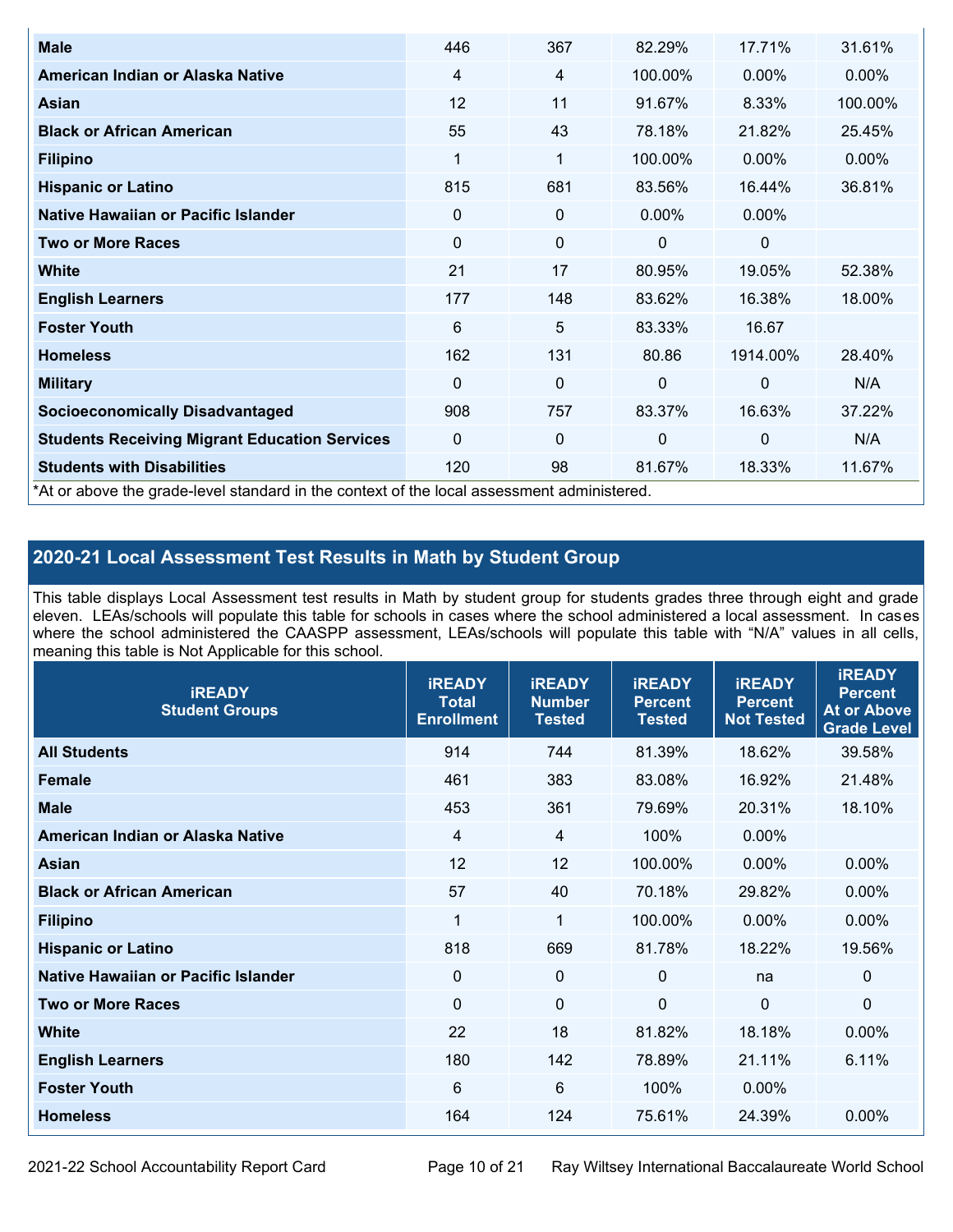| | | | | | |
|---|---|---|---|---|---|
| **Male** | 446 | 367 | 82.29% | 17.71% | 31.61% |
| **American Indian or Alaska Native** | 4 | 4 | 100.00% | 0.00% | 0.00% |
| **Asian** | 12 | 11 | 91.67% | 8.33% | 100.00% |
| **Black or African American** | 55 | 43 | 78.18% | 21.82% | 25.45% |
| **Filipino** | 1 | 1 | 100.00% | 0.00% | 0.00% |
| **Hispanic or Latino** | 815 | 681 | 83.56% | 16.44% | 36.81% |
| **Native Hawaiian or Pacific Islander** | 0 | 0 | 0.00% | 0.00% | |
| **Two or More Races** | 0 | 0 | 0 | 0 | |
| **White** | 21 | 17 | 80.95% | 19.05% | 52.38% |
| **English Learners** | 177 | 148 | 83.62% | 16.38% | 18.00% |
| **Foster Youth** | 6 | 5 | 83.33% | 16.67 | |
| **Homeless** | 162 | 131 | 80.86 | 1914.00% | 28.40% |
| **Military** | 0 | 0 | 0 | 0 | N/A |
| **Socioeconomically Disadvantaged** | 908 | 757 | 83.37% | 16.63% | 37.22% |
| **Students Receiving Migrant Education Services** | 0 | 0 | 0 | 0 | N/A |
| **Students with Disabilities** | 120 | 98 | 81.67% | 18.33% | 11.67% |

*At or above the grade-level standard in the context of the local assessment administered.

## 2020-21 Local Assessment Test Results in Math by Student Group

This table displays Local Assessment test results in Math by student group for students grades three through eight and grade eleven. LEAs/schools will populate this table for schools in cases where the school administered a local assessment. In cases where the school administered the CAASPP assessment, LEAs/schools will populate this table with "N/A" values in all cells, meaning this table is Not Applicable for this school.

| iREADY Student Groups | iREADY Total Enrollment | iREADY Number Tested | iREADY Percent Tested | iREADY Percent Not Tested | iREADY Percent At or Above Grade Level |
|---|---|---|---|---|---|
| **All Students** | 914 | 744 | 81.39% | 18.62% | 39.58% |
| **Female** | 461 | 383 | 83.08% | 16.92% | 21.48% |
| **Male** | 453 | 361 | 79.69% | 20.31% | 18.10% |
| **American Indian or Alaska Native** | 4 | 4 | 100% | 0.00% | |
| **Asian** | 12 | 12 | 100.00% | 0.00% | 0.00% |
| **Black or African American** | 57 | 40 | 70.18% | 29.82% | 0.00% |
| **Filipino** | 1 | 1 | 100.00% | 0.00% | 0.00% |
| **Hispanic or Latino** | 818 | 669 | 81.78% | 18.22% | 19.56% |
| **Native Hawaiian or Pacific Islander** | 0 | 0 | 0 | na | 0 |
| **Two or More Races** | 0 | 0 | 0 | 0 | 0 |
| **White** | 22 | 18 | 81.82% | 18.18% | 0.00% |
| **English Learners** | 180 | 142 | 78.89% | 21.11% | 6.11% |
| **Foster Youth** | 6 | 6 | 100% | 0.00% | |
| **Homeless** | 164 | 124 | 75.61% | 24.39% | 0.00% |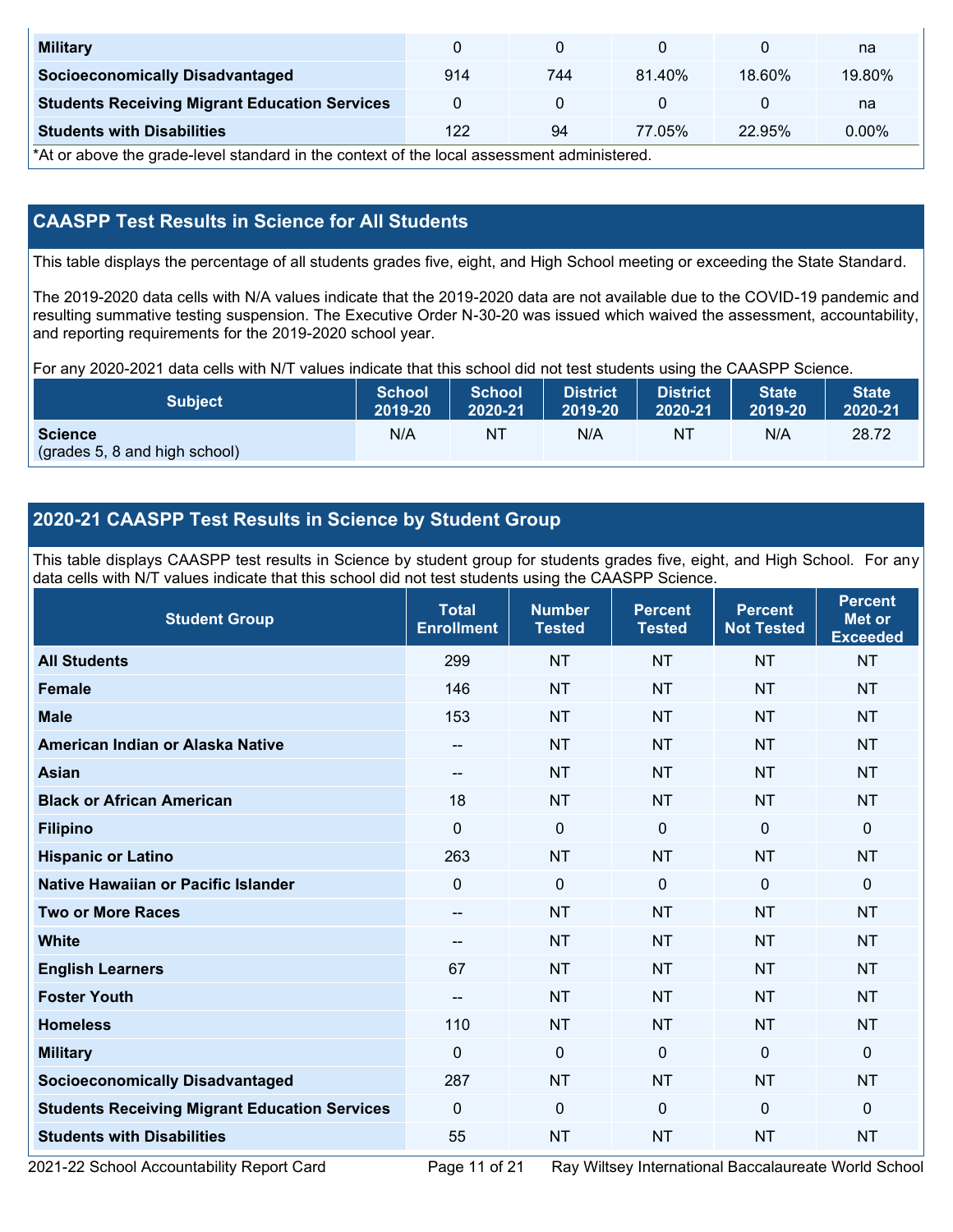| Military | 0 | 0 | 0 | 0 | na |
|---|---|---|---|---|---|
| Socioeconomically Disadvantaged | 914 | 744 | 81.40% | 18.60% | 19.80% |
| Students Receiving Migrant Education Services | 0 | 0 | 0 | 0 | na |
| Students with Disabilities | 122 | 94 | 77.05% | 22.95% | 0.00% |

*At or above the grade-level standard in the context of the local assessment administered.

## CAASPP Test Results in Science for All Students

This table displays the percentage of all students grades five, eight, and High School meeting or exceeding the State Standard.

The 2019-2020 data cells with N/A values indicate that the 2019-2020 data are not available due to the COVID-19 pandemic and resulting summative testing suspension. The Executive Order N-30-20 was issued which waived the assessment, accountability, and reporting requirements for the 2019-2020 school year.

For any 2020-2021 data cells with N/T values indicate that this school did not test students using the CAASPP Science.

| Subject | School 2019-20 | School 2020-21 | District 2019-20 | District 2020-21 | State 2019-20 | State 2020-21 |
|---|---|---|---|---|---|---|
| **Science** (grades 5, 8 and high school) | N/A | NT | N/A | NT | N/A | 28.72 |

## 2020-21 CAASPP Test Results in Science by Student Group

This table displays CAASPP test results in Science by student group for students grades five, eight, and High School. For any data cells with N/T values indicate that this school did not test students using the CAASPP Science.

| Student Group | Total Enrollment | Number Tested | Percent Tested | Percent Not Tested | Percent Met or Exceeded |
|---|---|---|---|---|---|
| All Students | 299 | NT | NT | NT | NT |
| Female | 146 | NT | NT | NT | NT |
| Male | 153 | NT | NT | NT | NT |
| American Indian or Alaska Native | -- | NT | NT | NT | NT |
| Asian | -- | NT | NT | NT | NT |
| Black or African American | 18 | NT | NT | NT | NT |
| Filipino | 0 | 0 | 0 | 0 | 0 |
| Hispanic or Latino | 263 | NT | NT | NT | NT |
| Native Hawaiian or Pacific Islander | 0 | 0 | 0 | 0 | 0 |
| Two or More Races | -- | NT | NT | NT | NT |
| White | -- | NT | NT | NT | NT |
| English Learners | 67 | NT | NT | NT | NT |
| Foster Youth | -- | NT | NT | NT | NT |
| Homeless | 110 | NT | NT | NT | NT |
| Military | 0 | 0 | 0 | 0 | 0 |
| Socioeconomically Disadvantaged | 287 | NT | NT | NT | NT |
| Students Receiving Migrant Education Services | 0 | 0 | 0 | 0 | 0 |
| Students with Disabilities | 55 | NT | NT | NT | NT |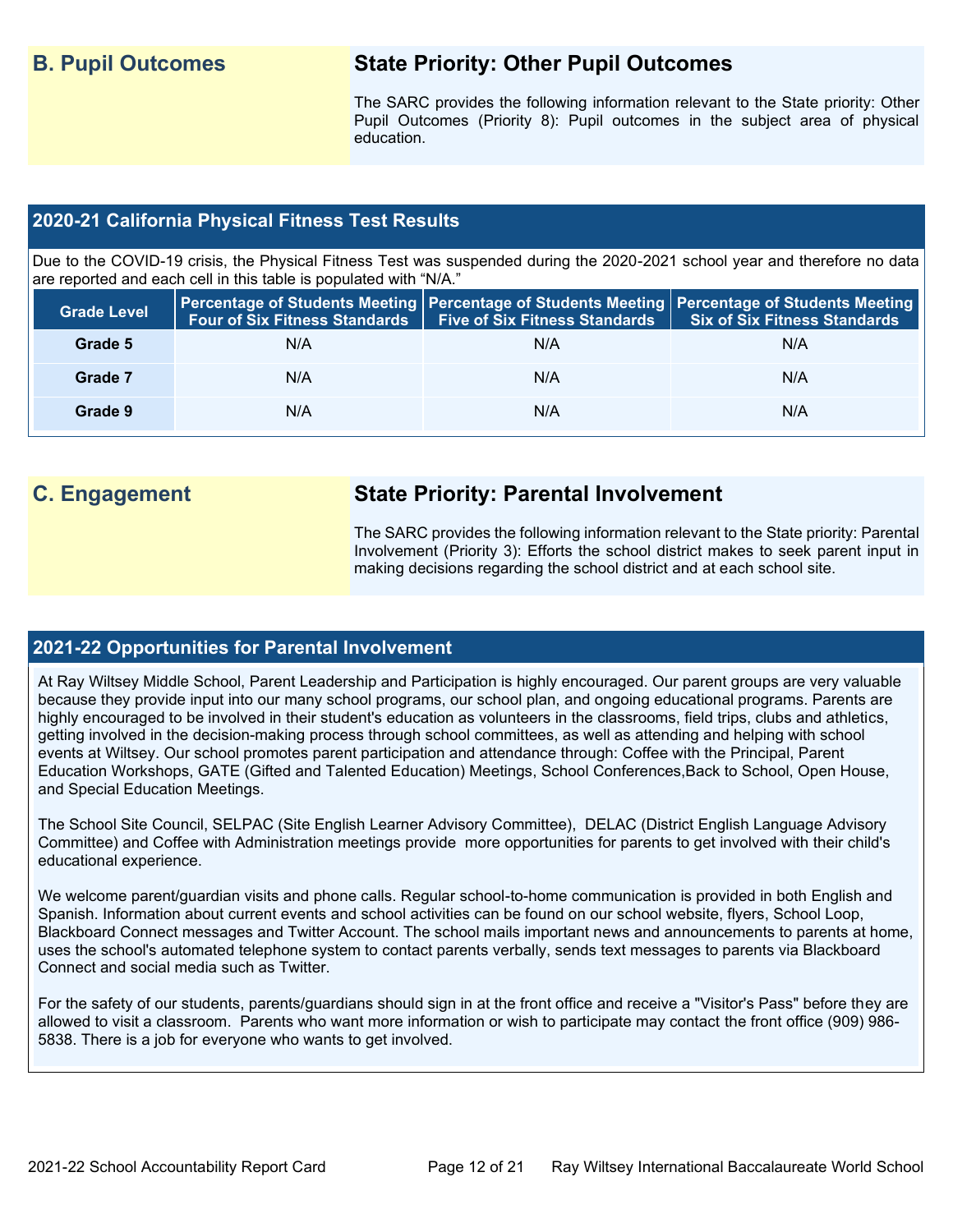## B. Pupil Outcomes

### State Priority: Other Pupil Outcomes

The SARC provides the following information relevant to the State priority: Other Pupil Outcomes (Priority 8): Pupil outcomes in the subject area of physical education.

### 2020-21 California Physical Fitness Test Results

Due to the COVID-19 crisis, the Physical Fitness Test was suspended during the 2020-2021 school year and therefore no data are reported and each cell in this table is populated with "N/A."

| Grade Level | Percentage of Students Meeting Four of Six Fitness Standards | Percentage of Students Meeting Five of Six Fitness Standards | Percentage of Students Meeting Six of Six Fitness Standards |
|---|---|---|---|
| Grade 5 | N/A | N/A | N/A |
| Grade 7 | N/A | N/A | N/A |
| Grade 9 | N/A | N/A | N/A |

## C. Engagement

### State Priority: Parental Involvement

The SARC provides the following information relevant to the State priority: Parental Involvement (Priority 3): Efforts the school district makes to seek parent input in making decisions regarding the school district and at each school site.

### 2021-22 Opportunities for Parental Involvement

At Ray Wiltsey Middle School, Parent Leadership and Participation is highly encouraged. Our parent groups are very valuable because they provide input into our many school programs, our school plan, and ongoing educational programs. Parents are highly encouraged to be involved in their student's education as volunteers in the classrooms, field trips, clubs and athletics, getting involved in the decision-making process through school committees, as well as attending and helping with school events at Wiltsey. Our school promotes parent participation and attendance through: Coffee with the Principal, Parent Education Workshops, GATE (Gifted and Talented Education) Meetings, School Conferences,Back to School, Open House, and Special Education Meetings.

The School Site Council, SELPAC (Site English Learner Advisory Committee), DELAC (District English Language Advisory Committee) and Coffee with Administration meetings provide more opportunities for parents to get involved with their child's educational experience.

We welcome parent/guardian visits and phone calls. Regular school-to-home communication is provided in both English and Spanish. Information about current events and school activities can be found on our school website, flyers, School Loop, Blackboard Connect messages and Twitter Account. The school mails important news and announcements to parents at home, uses the school's automated telephone system to contact parents verbally, sends text messages to parents via Blackboard Connect and social media such as Twitter.

For the safety of our students, parents/guardians should sign in at the front office and receive a "Visitor's Pass" before they are allowed to visit a classroom. Parents who want more information or wish to participate may contact the front office (909) 986-5838. There is a job for everyone who wants to get involved.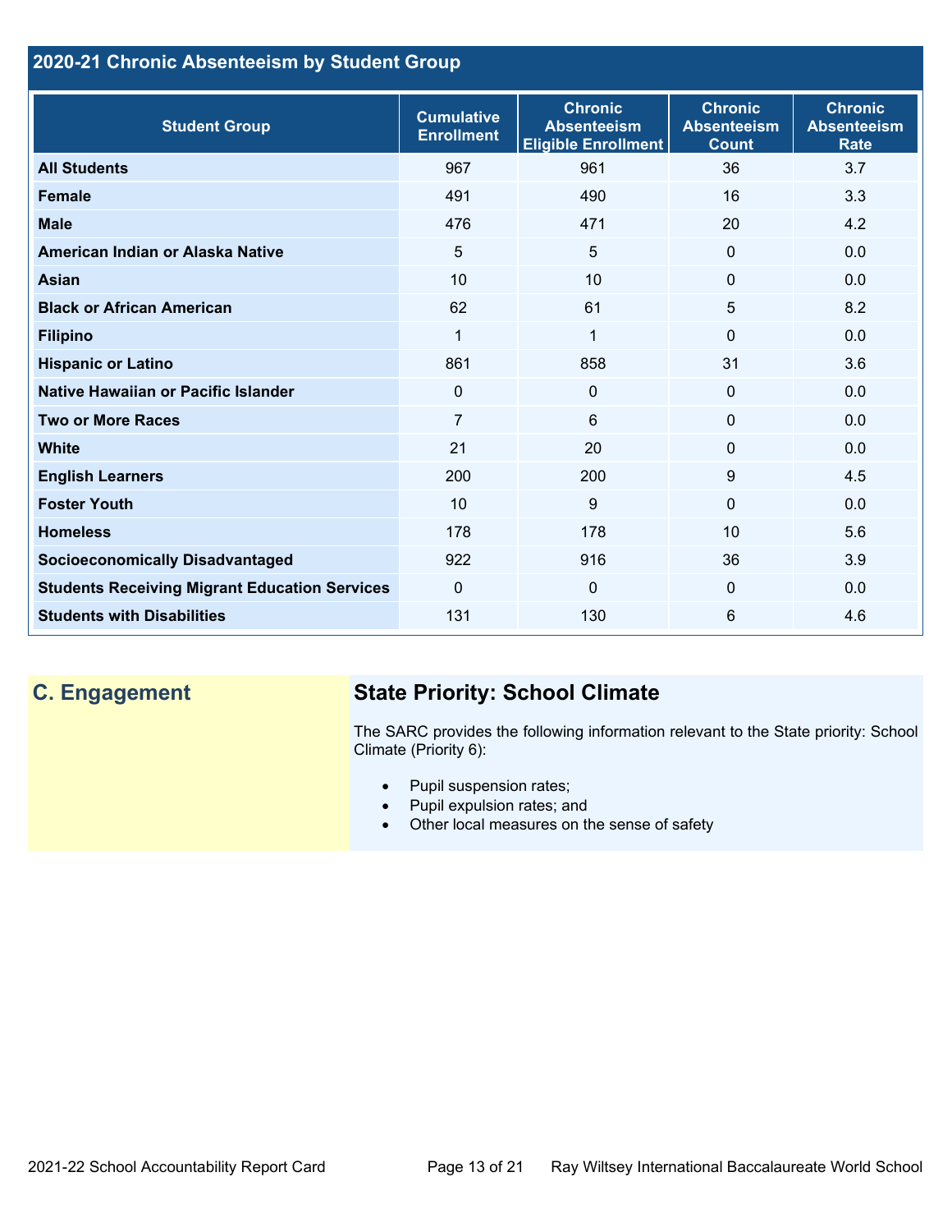## 2020-21 Chronic Absenteeism by Student Group

| Student Group | Cumulative Enrollment | Chronic Absenteeism Eligible Enrollment | Chronic Absenteeism Count | Chronic Absenteeism Rate |
|---|---|---|---|---|
| **All Students** | 967 | 961 | 36 | 3.7 |
| **Female** | 491 | 490 | 16 | 3.3 |
| **Male** | 476 | 471 | 20 | 4.2 |
| **American Indian or Alaska Native** | 5 | 5 | 0 | 0.0 |
| **Asian** | 10 | 10 | 0 | 0.0 |
| **Black or African American** | 62 | 61 | 5 | 8.2 |
| **Filipino** | 1 | 1 | 0 | 0.0 |
| **Hispanic or Latino** | 861 | 858 | 31 | 3.6 |
| **Native Hawaiian or Pacific Islander** | 0 | 0 | 0 | 0.0 |
| **Two or More Races** | 7 | 6 | 0 | 0.0 |
| **White** | 21 | 20 | 0 | 0.0 |
| **English Learners** | 200 | 200 | 9 | 4.5 |
| **Foster Youth** | 10 | 9 | 0 | 0.0 |
| **Homeless** | 178 | 178 | 10 | 5.6 |
| **Socioeconomically Disadvantaged** | 922 | 916 | 36 | 3.9 |
| **Students Receiving Migrant Education Services** | 0 | 0 | 0 | 0.0 |
| **Students with Disabilities** | 131 | 130 | 6 | 4.6 |

## C. Engagement

### State Priority: School Climate

The SARC provides the following information relevant to the State priority: School Climate (Priority 6):

- Pupil suspension rates;
- Pupil expulsion rates; and
- Other local measures on the sense of safety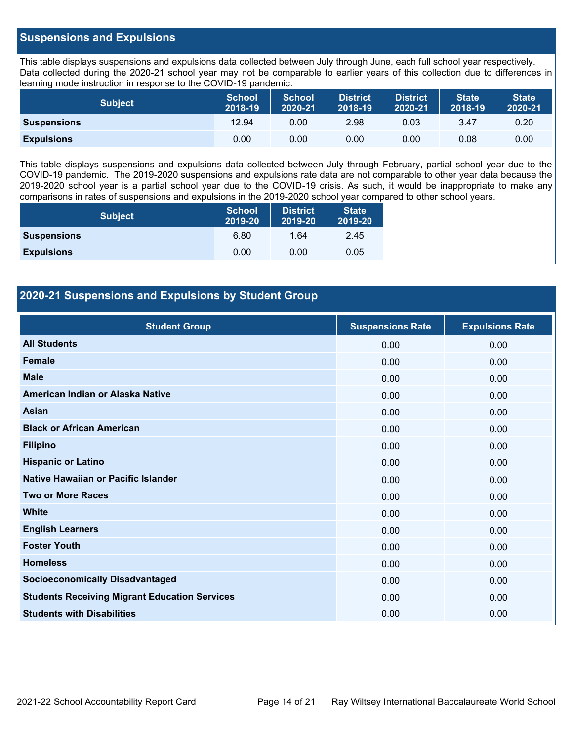## Suspensions and Expulsions

This table displays suspensions and expulsions data collected between July through June, each full school year respectively. Data collected during the 2020-21 school year may not be comparable to earlier years of this collection due to differences in learning mode instruction in response to the COVID-19 pandemic.

| Subject | School 2018-19 | School 2020-21 | District 2018-19 | District 2020-21 | State 2018-19 | State 2020-21 |
|---|---|---|---|---|---|---|
| **Suspensions** | 12.94 | 0.00 | 2.98 | 0.03 | 3.47 | 0.20 |
| **Expulsions** | 0.00 | 0.00 | 0.00 | 0.00 | 0.08 | 0.00 |

This table displays suspensions and expulsions data collected between July through February, partial school year due to the COVID-19 pandemic. The 2019-2020 suspensions and expulsions rate data are not comparable to other year data because the 2019-2020 school year is a partial school year due to the COVID-19 crisis. As such, it would be inappropriate to make any comparisons in rates of suspensions and expulsions in the 2019-2020 school year compared to other school years.

| Subject | School 2019-20 | District 2019-20 | State 2019-20 |
|---|---|---|---|
| **Suspensions** | 6.80 | 1.64 | 2.45 |
| **Expulsions** | 0.00 | 0.00 | 0.05 |

## 2020-21 Suspensions and Expulsions by Student Group

| Student Group | Suspensions Rate | Expulsions Rate |
|---|---|---|
| **All Students** | 0.00 | 0.00 |
| **Female** | 0.00 | 0.00 |
| **Male** | 0.00 | 0.00 |
| **American Indian or Alaska Native** | 0.00 | 0.00 |
| **Asian** | 0.00 | 0.00 |
| **Black or African American** | 0.00 | 0.00 |
| **Filipino** | 0.00 | 0.00 |
| **Hispanic or Latino** | 0.00 | 0.00 |
| **Native Hawaiian or Pacific Islander** | 0.00 | 0.00 |
| **Two or More Races** | 0.00 | 0.00 |
| **White** | 0.00 | 0.00 |
| **English Learners** | 0.00 | 0.00 |
| **Foster Youth** | 0.00 | 0.00 |
| **Homeless** | 0.00 | 0.00 |
| **Socioeconomically Disadvantaged** | 0.00 | 0.00 |
| **Students Receiving Migrant Education Services** | 0.00 | 0.00 |
| **Students with Disabilities** | 0.00 | 0.00 |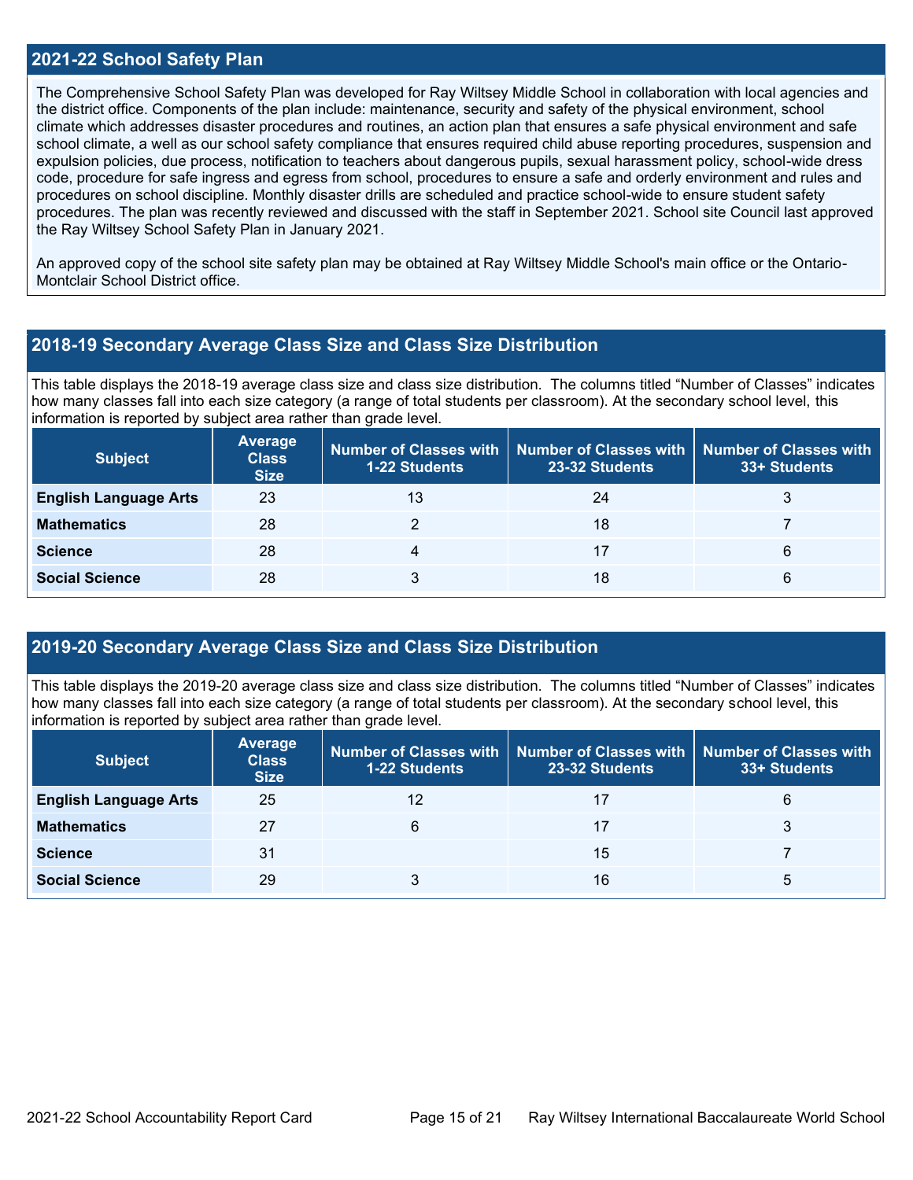## 2021-22 School Safety Plan

The Comprehensive School Safety Plan was developed for Ray Wiltsey Middle School in collaboration with local agencies and the district office. Components of the plan include: maintenance, security and safety of the physical environment, school climate which addresses disaster procedures and routines, an action plan that ensures a safe physical environment and safe school climate, a well as our school safety compliance that ensures required child abuse reporting procedures, suspension and expulsion policies, due process, notification to teachers about dangerous pupils, sexual harassment policy, school-wide dress code, procedure for safe ingress and egress from school, procedures to ensure a safe and orderly environment and rules and procedures on school discipline. Monthly disaster drills are scheduled and practice school-wide to ensure student safety procedures. The plan was recently reviewed and discussed with the staff in September 2021. School site Council last approved the Ray Wiltsey School Safety Plan in January 2021.

An approved copy of the school site safety plan may be obtained at Ray Wiltsey Middle School's main office or the Ontario-Montclair School District office.

## 2018-19 Secondary Average Class Size and Class Size Distribution

This table displays the 2018-19 average class size and class size distribution. The columns titled "Number of Classes" indicates how many classes fall into each size category (a range of total students per classroom). At the secondary school level, this information is reported by subject area rather than grade level.

| Subject | Average Class Size | Number of Classes with 1-22 Students | Number of Classes with 23-32 Students | Number of Classes with 33+ Students |
|---|---|---|---|---|
| **English Language Arts** | 23 | 13 | 24 | 3 |
| **Mathematics** | 28 | 2 | 18 | 7 |
| **Science** | 28 | 4 | 17 | 6 |
| **Social Science** | 28 | 3 | 18 | 6 |

## 2019-20 Secondary Average Class Size and Class Size Distribution

This table displays the 2019-20 average class size and class size distribution. The columns titled "Number of Classes" indicates how many classes fall into each size category (a range of total students per classroom). At the secondary school level, this information is reported by subject area rather than grade level.

| Subject | Average Class Size | Number of Classes with 1-22 Students | Number of Classes with 23-32 Students | Number of Classes with 33+ Students |
|---|---|---|---|---|
| **English Language Arts** | 25 | 12 | 17 | 6 |
| **Mathematics** | 27 | 6 | 17 | 3 |
| **Science** | 31 | | 15 | 7 |
| **Social Science** | 29 | 3 | 16 | 5 |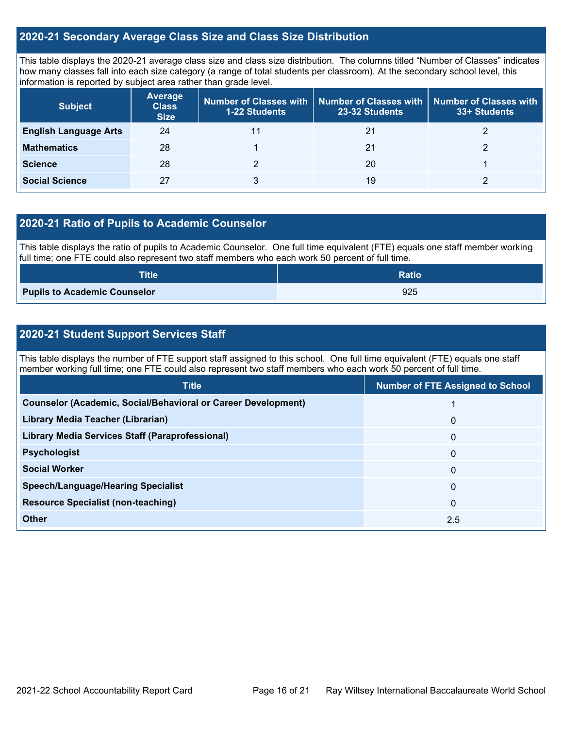## 2020-21 Secondary Average Class Size and Class Size Distribution

This table displays the 2020-21 average class size and class size distribution. The columns titled "Number of Classes" indicates how many classes fall into each size category (a range of total students per classroom). At the secondary school level, this information is reported by subject area rather than grade level.

| Subject | Average Class Size | Number of Classes with 1-22 Students | Number of Classes with 23-32 Students | Number of Classes with 33+ Students |
|---|---|---|---|---|
| **English Language Arts** | 24 | 11 | 21 | 2 |
| **Mathematics** | 28 | 1 | 21 | 2 |
| **Science** | 28 | 2 | 20 | 1 |
| **Social Science** | 27 | 3 | 19 | 2 |

## 2020-21 Ratio of Pupils to Academic Counselor

This table displays the ratio of pupils to Academic Counselor. One full time equivalent (FTE) equals one staff member working full time; one FTE could also represent two staff members who each work 50 percent of full time.

| Title | Ratio |
|---|---|
| **Pupils to Academic Counselor** | 925 |

## 2020-21 Student Support Services Staff

This table displays the number of FTE support staff assigned to this school. One full time equivalent (FTE) equals one staff member working full time; one FTE could also represent two staff members who each work 50 percent of full time.

| Title | Number of FTE Assigned to School |
|---|---|
| **Counselor (Academic, Social/Behavioral or Career Development)** | 1 |
| **Library Media Teacher (Librarian)** | 0 |
| **Library Media Services Staff (Paraprofessional)** | 0 |
| **Psychologist** | 0 |
| **Social Worker** | 0 |
| **Speech/Language/Hearing Specialist** | 0 |
| **Resource Specialist (non-teaching)** | 0 |
| **Other** | 2.5 |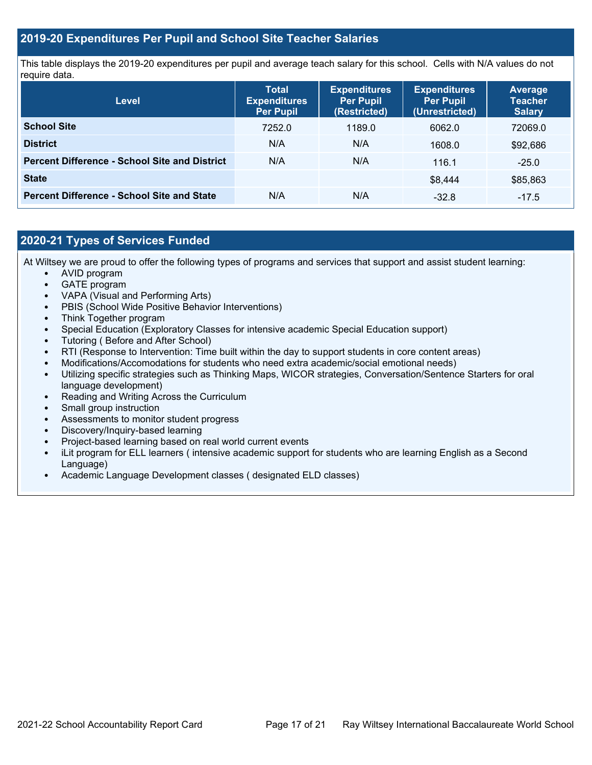## 2019-20 Expenditures Per Pupil and School Site Teacher Salaries

This table displays the 2019-20 expenditures per pupil and average teach salary for this school. Cells with N/A values do not require data.

| Level | Total Expenditures Per Pupil | Expenditures Per Pupil (Restricted) | Expenditures Per Pupil (Unrestricted) | Average Teacher Salary |
|---|---|---|---|---|
| **School Site** | 7252.0 | 1189.0 | 6062.0 | 72069.0 |
| **District** | N/A | N/A | 1608.0 | $92,686 |
| **Percent Difference - School Site and District** | N/A | N/A | 116.1 | -25.0 |
| **State** | | | $8,444 | $85,863 |
| **Percent Difference - School Site and State** | N/A | N/A | -32.8 | -17.5 |

## 2020-21 Types of Services Funded

At Wiltsey we are proud to offer the following types of programs and services that support and assist student learning:

- AVID program
- GATE program
- VAPA (Visual and Performing Arts)
- PBIS (School Wide Positive Behavior Interventions)
- Think Together program
- Special Education (Exploratory Classes for intensive academic Special Education support)
- Tutoring ( Before and After School)
- RTI (Response to Intervention: Time built within the day to support students in core content areas)
- Modifications/Accomodations for students who need extra academic/social emotional needs)
- Utilizing specific strategies such as Thinking Maps, WICOR strategies, Conversation/Sentence Starters for oral language development)
- Reading and Writing Across the Curriculum
- Small group instruction
- Assessments to monitor student progress
- Discovery/Inquiry-based learning
- Project-based learning based on real world current events
- iLit program for ELL learners ( intensive academic support for students who are learning English as a Second Language)
- Academic Language Development classes ( designated ELD classes)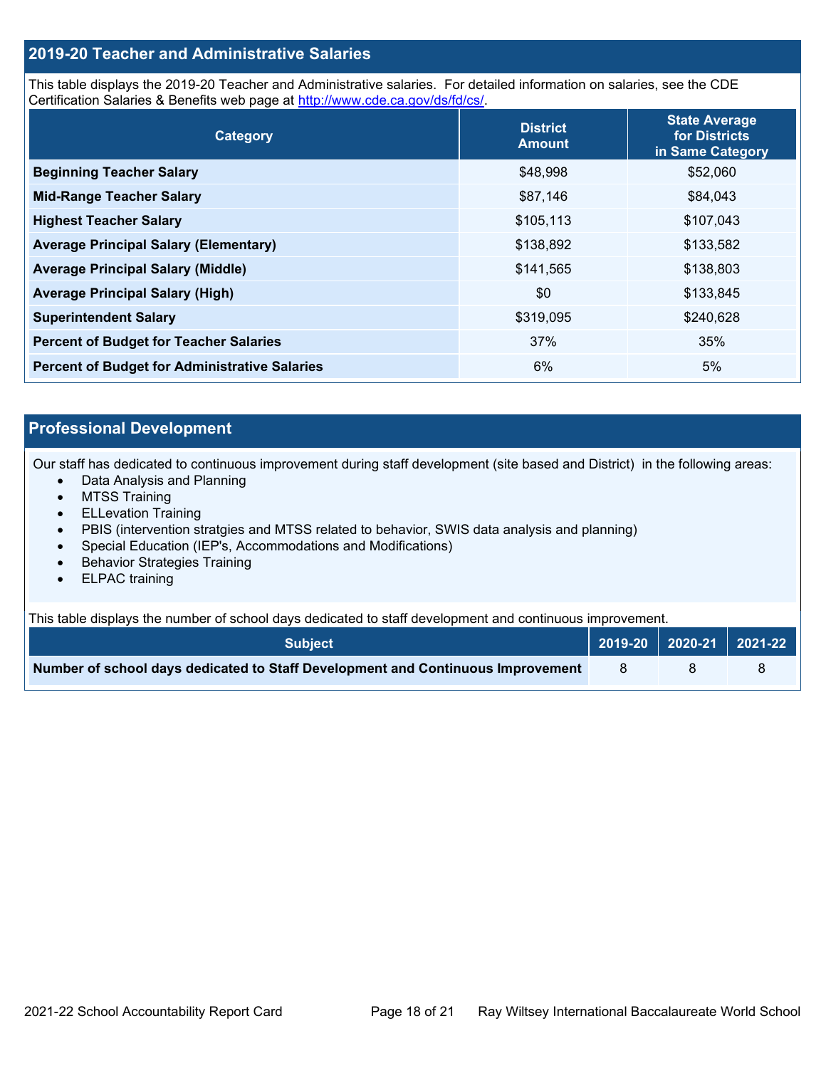## 2019-20 Teacher and Administrative Salaries

This table displays the 2019-20 Teacher and Administrative salaries. For detailed information on salaries, see the CDE Certification Salaries & Benefits web page at http://www.cde.ca.gov/ds/fd/cs/.

| Category | District Amount | State Average for Districts in Same Category |
|---|---|---|
| **Beginning Teacher Salary** | $48,998 | $52,060 |
| **Mid-Range Teacher Salary** | $87,146 | $84,043 |
| **Highest Teacher Salary** | $105,113 | $107,043 |
| **Average Principal Salary (Elementary)** | $138,892 | $133,582 |
| **Average Principal Salary (Middle)** | $141,565 | $138,803 |
| **Average Principal Salary (High)** | $0 | $133,845 |
| **Superintendent Salary** | $319,095 | $240,628 |
| **Percent of Budget for Teacher Salaries** | 37% | 35% |
| **Percent of Budget for Administrative Salaries** | 6% | 5% |

## Professional Development

Our staff has dedicated to continuous improvement during staff development (site based and District) in the following areas:

- Data Analysis and Planning
- MTSS Training
- ELLevation Training
- PBIS (intervention stratgies and MTSS related to behavior, SWIS data analysis and planning)
- Special Education (IEP's, Accommodations and Modifications)
- Behavior Strategies Training
- ELPAC training

This table displays the number of school days dedicated to staff development and continuous improvement.

| Subject | 2019-20 | 2020-21 | 2021-22 |
|---|---|---|---|
| **Number of school days dedicated to Staff Development and Continuous Improvement** | 8 | 8 | 8 |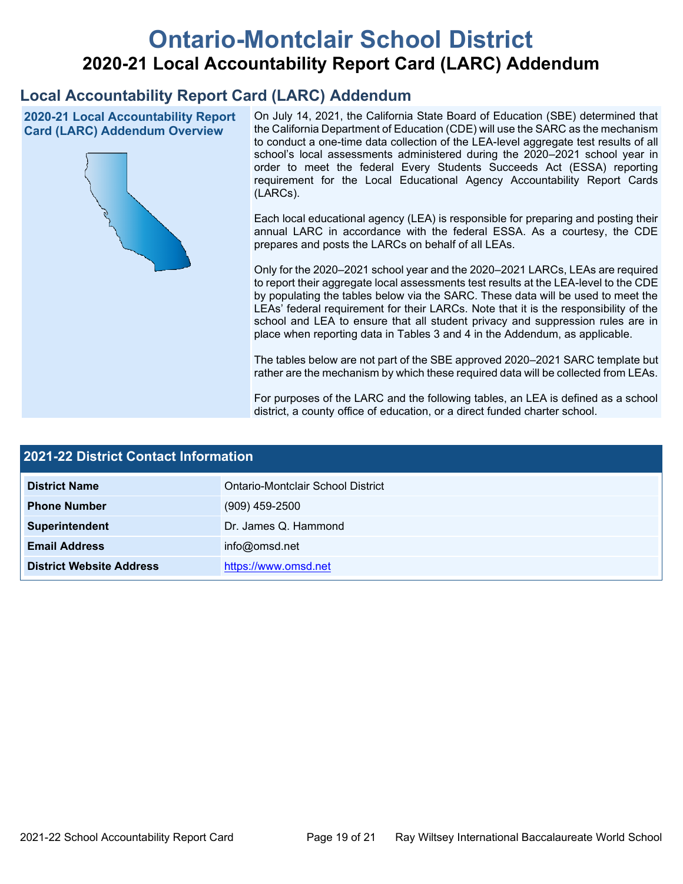# Ontario-Montclair School District

## 2020-21 Local Accountability Report Card (LARC) Addendum

## Local Accountability Report Card (LARC) Addendum

### 2020-21 Local Accountability Report Card (LARC) Addendum Overview

On July 14, 2021, the California State Board of Education (SBE) determined that the California Department of Education (CDE) will use the SARC as the mechanism to conduct a one-time data collection of the LEA-level aggregate test results of all school's local assessments administered during the 2020–2021 school year in order to meet the federal Every Students Succeeds Act (ESSA) reporting requirement for the Local Educational Agency Accountability Report Cards (LARCs).

Each local educational agency (LEA) is responsible for preparing and posting their annual LARC in accordance with the federal ESSA. As a courtesy, the CDE prepares and posts the LARCs on behalf of all LEAs.

Only for the 2020–2021 school year and the 2020–2021 LARCs, LEAs are required to report their aggregate local assessments test results at the LEA-level to the CDE by populating the tables below via the SARC. These data will be used to meet the LEAs' federal requirement for their LARCs. Note that it is the responsibility of the school and LEA to ensure that all student privacy and suppression rules are in place when reporting data in Tables 3 and 4 in the Addendum, as applicable.

The tables below are not part of the SBE approved 2020–2021 SARC template but rather are the mechanism by which these required data will be collected from LEAs.

For purposes of the LARC and the following tables, an LEA is defined as a school district, a county office of education, or a direct funded charter school.

### 2021-22 District Contact Information

| 2021-22 District Contact Information | |
|---|---|
| **District Name** | Ontario-Montclair School District |
| **Phone Number** | (909) 459-2500 |
| **Superintendent** | Dr. James Q. Hammond |
| **Email Address** | info@omsd.net |
| **District Website Address** | https://www.omsd.net |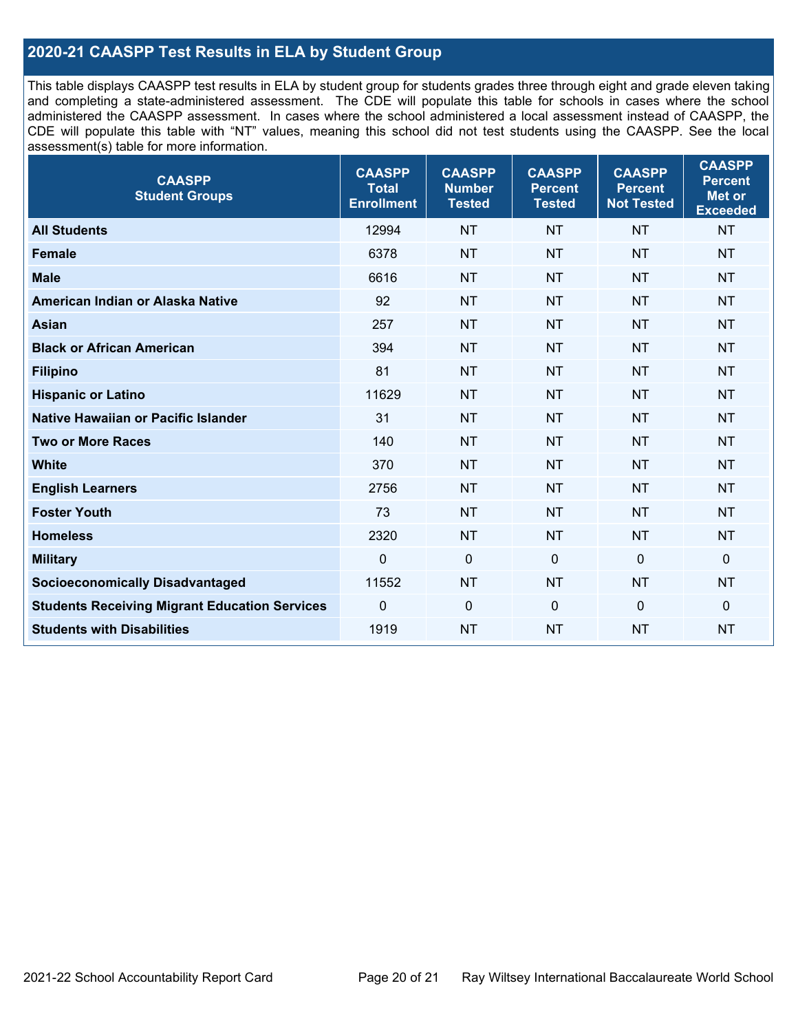## 2020-21 CAASPP Test Results in ELA by Student Group

This table displays CAASPP test results in ELA by student group for students grades three through eight and grade eleven taking and completing a state-administered assessment. The CDE will populate this table for schools in cases where the school administered the CAASPP assessment. In cases where the school administered a local assessment instead of CAASPP, the CDE will populate this table with "NT" values, meaning this school did not test students using the CAASPP. See the local assessment(s) table for more information.

| CAASPP Student Groups | CAASPP Total Enrollment | CAASPP Number Tested | CAASPP Percent Tested | CAASPP Percent Not Tested | CAASPP Percent Met or Exceeded |
|---|---|---|---|---|---|
| **All Students** | 12994 | NT | NT | NT | NT |
| **Female** | 6378 | NT | NT | NT | NT |
| **Male** | 6616 | NT | NT | NT | NT |
| **American Indian or Alaska Native** | 92 | NT | NT | NT | NT |
| **Asian** | 257 | NT | NT | NT | NT |
| **Black or African American** | 394 | NT | NT | NT | NT |
| **Filipino** | 81 | NT | NT | NT | NT |
| **Hispanic or Latino** | 11629 | NT | NT | NT | NT |
| **Native Hawaiian or Pacific Islander** | 31 | NT | NT | NT | NT |
| **Two or More Races** | 140 | NT | NT | NT | NT |
| **White** | 370 | NT | NT | NT | NT |
| **English Learners** | 2756 | NT | NT | NT | NT |
| **Foster Youth** | 73 | NT | NT | NT | NT |
| **Homeless** | 2320 | NT | NT | NT | NT |
| **Military** | 0 | 0 | 0 | 0 | 0 |
| **Socioeconomically Disadvantaged** | 11552 | NT | NT | NT | NT |
| **Students Receiving Migrant Education Services** | 0 | 0 | 0 | 0 | 0 |
| **Students with Disabilities** | 1919 | NT | NT | NT | NT |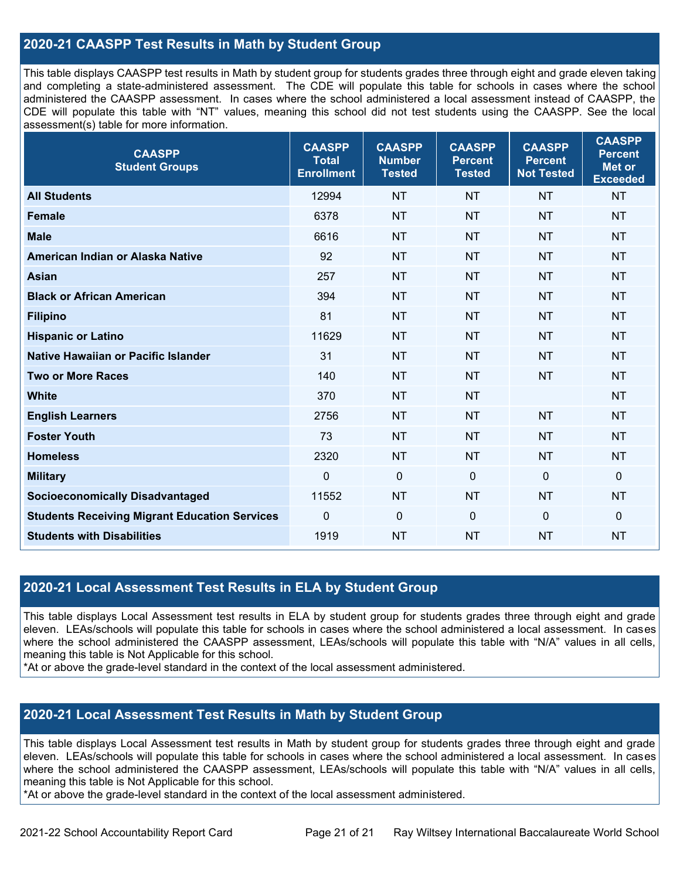## 2020-21 CAASPP Test Results in Math by Student Group

This table displays CAASPP test results in Math by student group for students grades three through eight and grade eleven taking and completing a state-administered assessment. The CDE will populate this table for schools in cases where the school administered the CAASPP assessment. In cases where the school administered a local assessment instead of CAASPP, the CDE will populate this table with "NT" values, meaning this school did not test students using the CAASPP. See the local assessment(s) table for more information.

| CAASPP Student Groups | CAASPP Total Enrollment | CAASPP Number Tested | CAASPP Percent Tested | CAASPP Percent Not Tested | CAASPP Percent Met or Exceeded |
|---|---|---|---|---|---|
| **All Students** | 12994 | NT | NT | NT | NT |
| **Female** | 6378 | NT | NT | NT | NT |
| **Male** | 6616 | NT | NT | NT | NT |
| **American Indian or Alaska Native** | 92 | NT | NT | NT | NT |
| **Asian** | 257 | NT | NT | NT | NT |
| **Black or African American** | 394 | NT | NT | NT | NT |
| **Filipino** | 81 | NT | NT | NT | NT |
| **Hispanic or Latino** | 11629 | NT | NT | NT | NT |
| **Native Hawaiian or Pacific Islander** | 31 | NT | NT | NT | NT |
| **Two or More Races** | 140 | NT | NT | NT | NT |
| **White** | 370 | NT | NT | | NT |
| **English Learners** | 2756 | NT | NT | NT | NT |
| **Foster Youth** | 73 | NT | NT | NT | NT |
| **Homeless** | 2320 | NT | NT | NT | NT |
| **Military** | 0 | 0 | 0 | 0 | 0 |
| **Socioeconomically Disadvantaged** | 11552 | NT | NT | NT | NT |
| **Students Receiving Migrant Education Services** | 0 | 0 | 0 | 0 | 0 |
| **Students with Disabilities** | 1919 | NT | NT | NT | NT |

## 2020-21 Local Assessment Test Results in ELA by Student Group

This table displays Local Assessment test results in ELA by student group for students grades three through eight and grade eleven. LEAs/schools will populate this table for schools in cases where the school administered a local assessment. In cases where the school administered the CAASPP assessment, LEAs/schools will populate this table with "N/A" values in all cells, meaning this table is Not Applicable for this school.

*At or above the grade-level standard in the context of the local assessment administered.

## 2020-21 Local Assessment Test Results in Math by Student Group

This table displays Local Assessment test results in Math by student group for students grades three through eight and grade eleven. LEAs/schools will populate this table for schools in cases where the school administered a local assessment. In cases where the school administered the CAASPP assessment, LEAs/schools will populate this table with "N/A" values in all cells, meaning this table is Not Applicable for this school.

*At or above the grade-level standard in the context of the local assessment administered.